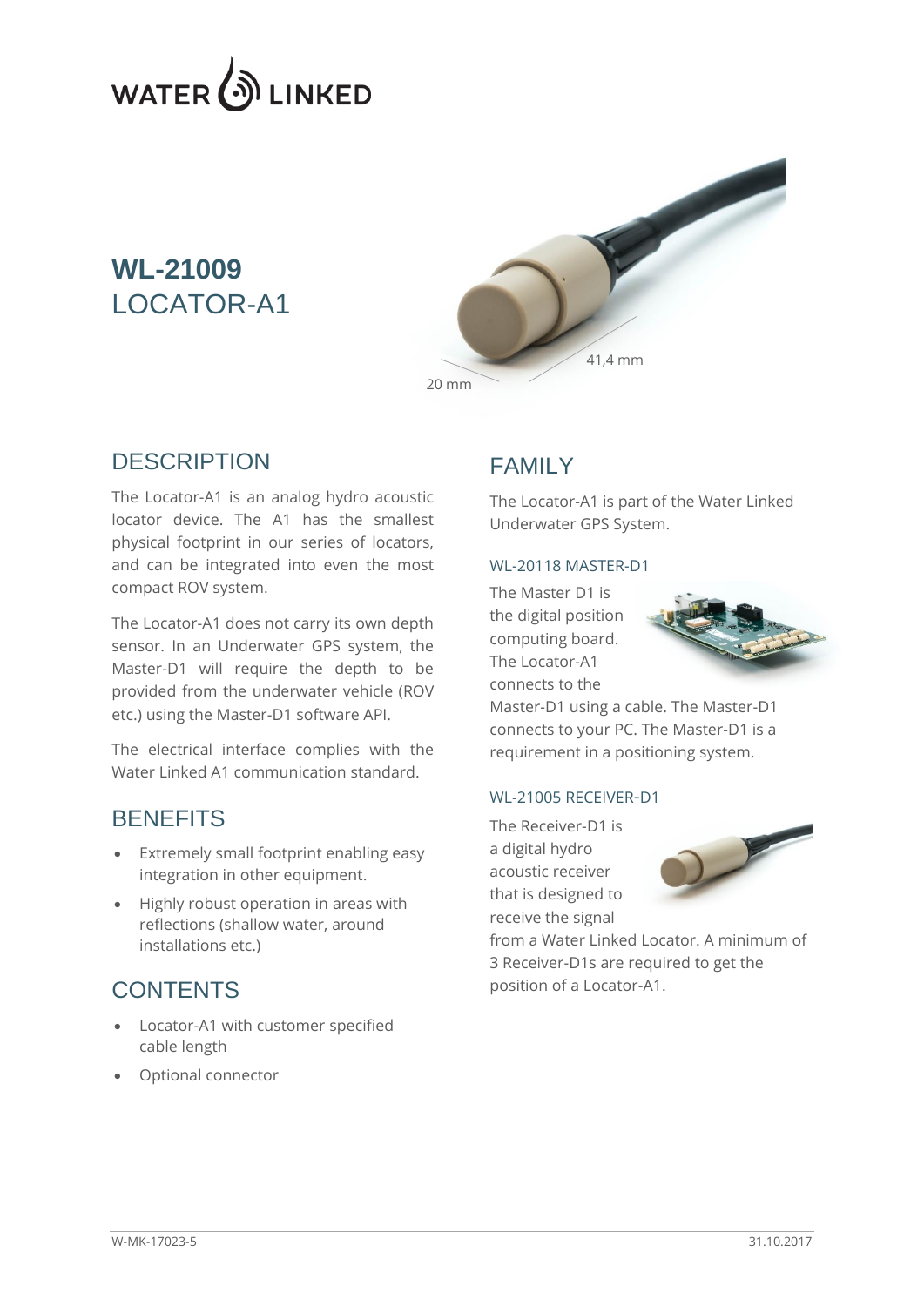WATER LINKED

# WL-21009
# LOCATOR-A1

41,4 mm

20 mm

## DESCRIPTION

The Locator-A1 is an analog hydro acoustic locator device. The A1 has the smallest physical footprint in our series of locators, and can be integrated into even the most compact ROV system.

The Locator-A1 does not carry its own depth sensor. In an Underwater GPS system, the Master-D1 will require the depth to be provided from the underwater vehicle (ROV etc.) using the Master-D1 software API.

The electrical interface complies with the Water Linked A1 communication standard.

## BENEFITS

- Extremely small footprint enabling easy integration in other equipment.
- Highly robust operation in areas with reflections (shallow water, around installations etc.)

## CONTENTS

- Locator-A1 with customer specified cable length
- Optional connector

## FAMILY

The Locator-A1 is part of the Water Linked Underwater GPS System.

### WL-20118 MASTER-D1

The Master D1 is the digital position computing board. The Locator-A1 connects to the Master-D1 using a cable. The Master-D1 connects to your PC. The Master-D1 is a requirement in a positioning system.

### WL-21005 RECEIVER-D1

The Receiver-D1 is a digital hydro acoustic receiver that is designed to receive the signal from a Water Linked Locator. A minimum of 3 Receiver-D1s are required to get the position of a Locator-A1.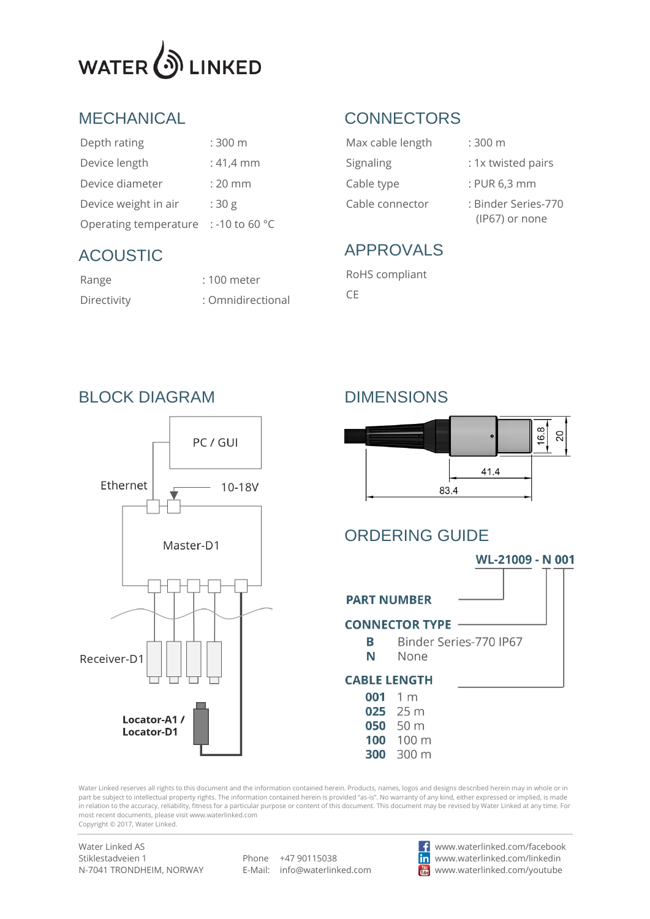# WATER LINKED

## MECHANICAL

| | |
|---|---|
| Depth rating | : 300 m |
| Device length | : 41,4 mm |
| Device diameter | : 20 mm |
| Device weight in air | : 30 g |
| Operating temperature | : -10 to 60 °C |

## ACOUSTIC

| | |
|---|---|
| Range | : 100 meter |
| Directivity | : Omnidirectional |

## CONNECTORS

| | |
|---|---|
| Max cable length | : 300 m |
| Signaling | : 1x twisted pairs |
| Cable type | : PUR 6,3 mm |
| Cable connector | : Binder Series-770 (IP67) or none |

## APPROVALS

RoHS compliant

CE

## BLOCK DIAGRAM

PC / GUI

Ethernet

10-18V

Master-D1

Receiver-D1

**Locator-A1 / Locator-D1**

## DIMENSIONS

16.8

20

41.4

83.4

## ORDERING GUIDE

**WL-21009 - N 001**

**PART NUMBER**

**CONNECTOR TYPE**

| | |
|---|---|
| **B** | Binder Series-770 IP67 |
| **N** | None |

**CABLE LENGTH**

| | |
|---|---|
| **001** | 1 m |
| **025** | 25 m |
| **050** | 50 m |
| **100** | 100 m |
| **300** | 300 m |

Water Linked reserves all rights to this document and the information contained herein. Products, names, logos and designs described herein may in whole or in part be subject to intellectual property rights. The information contained herein is provided "as-is". No warranty of any kind, either expressed or implied, is made in relation to the accuracy, reliability, fitness for a particular purpose or content of this document. This document may be revised by Water Linked at any time. For most recent documents, please visit www.waterlinked.com

Copyright © 2017, Water Linked.

Water Linked AS
Stiklestadveien 1
N-7041 TRONDHEIM, NORWAY

Phone +47 90115038
E-Mail: info@waterlinked.com

www.waterlinked.com/facebook
www.waterlinked.com/linkedin
www.waterlinked.com/youtube